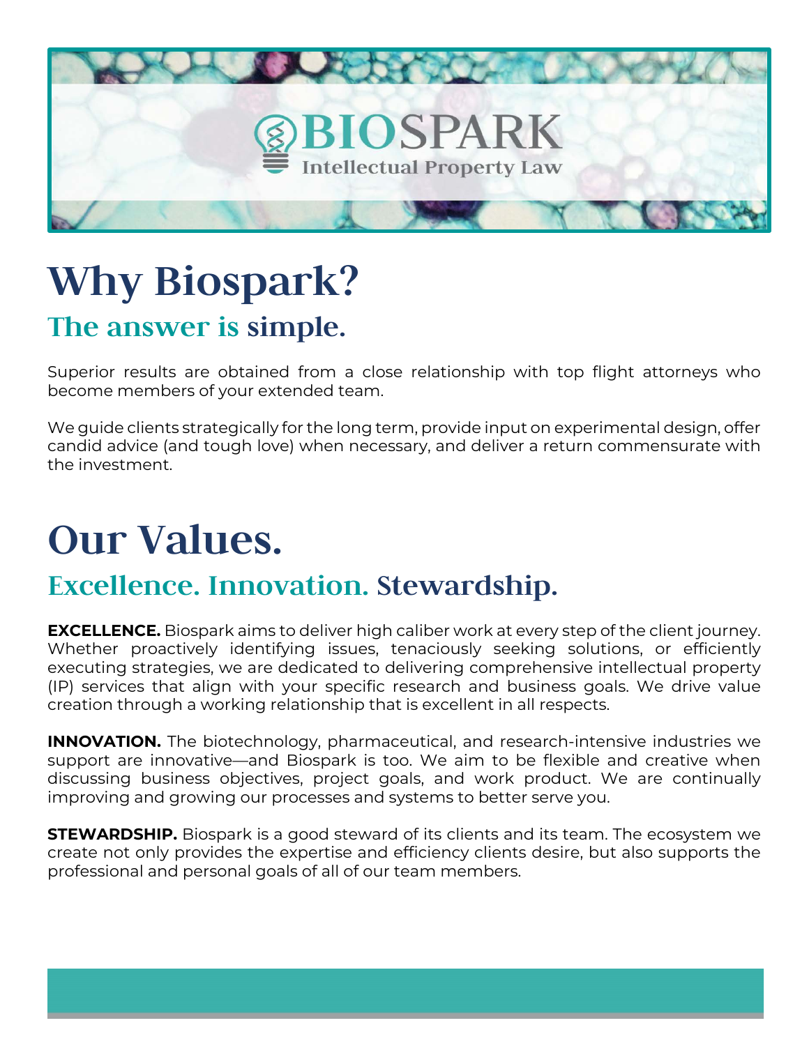# BIOSPARK

Intellectual Property Law

# Why Biospark?

## The answer is simple.

Superior results are obtained from a close relationship with top flight attorneys who become members of your extended team.

We guide clients strategically for the long term, provide input on experimental design, offer candid advice (and tough love) when necessary, and deliver a return commensurate with the investment.

# Our Values.

## Excellence. Innovation. Stewardship.

**EXCELLENCE.** Biospark aims to deliver high caliber work at every step of the client journey. Whether proactively identifying issues, tenaciously seeking solutions, or efficiently executing strategies, we are dedicated to delivering comprehensive intellectual property (IP) services that align with your specific research and business goals. We drive value creation through a working relationship that is excellent in all respects.

**INNOVATION.** The biotechnology, pharmaceutical, and research-intensive industries we support are innovative—and Biospark is too. We aim to be flexible and creative when discussing business objectives, project goals, and work product. We are continually improving and growing our processes and systems to better serve you.

**STEWARDSHIP.** Biospark is a good steward of its clients and its team. The ecosystem we create not only provides the expertise and efficiency clients desire, but also supports the professional and personal goals of all of our team members.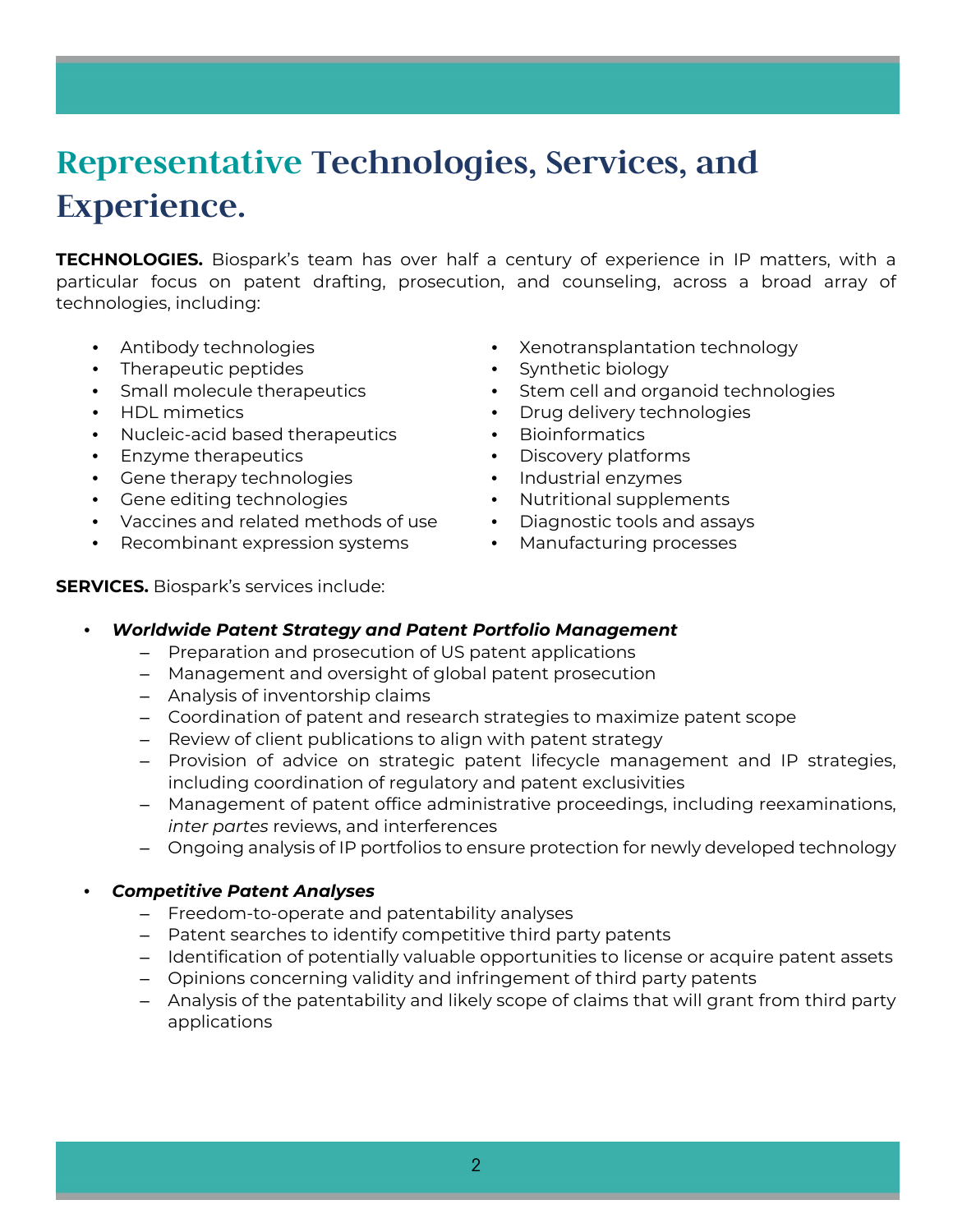# Representative Technologies, Services, and Experience.

**TECHNOLOGIES.** Biospark's team has over half a century of experience in IP matters, with a particular focus on patent drafting, prosecution, and counseling, across a broad array of technologies, including:

- Antibody technologies
- Therapeutic peptides
- Small molecule therapeutics
- HDL mimetics
- Nucleic-acid based therapeutics
- Enzyme therapeutics
- Gene therapy technologies
- Gene editing technologies
- Vaccines and related methods of use
- Recombinant expression systems
- Xenotransplantation technology
- Synthetic biology
- Stem cell and organoid technologies
- Drug delivery technologies
- Bioinformatics
- Discovery platforms
- Industrial enzymes
- Nutritional supplements
- Diagnostic tools and assays
- Manufacturing processes

**SERVICES.** Biospark's services include:

- ***Worldwide Patent Strategy and Patent Portfolio Management***
  - Preparation and prosecution of US patent applications
  - Management and oversight of global patent prosecution
  - Analysis of inventorship claims
  - Coordination of patent and research strategies to maximize patent scope
  - Review of client publications to align with patent strategy
  - Provision of advice on strategic patent lifecycle management and IP strategies, including coordination of regulatory and patent exclusivities
  - Management of patent office administrative proceedings, including reexaminations, *inter partes* reviews, and interferences
  - Ongoing analysis of IP portfolios to ensure protection for newly developed technology

- ***Competitive Patent Analyses***
  - Freedom-to-operate and patentability analyses
  - Patent searches to identify competitive third party patents
  - Identification of potentially valuable opportunities to license or acquire patent assets
  - Opinions concerning validity and infringement of third party patents
  - Analysis of the patentability and likely scope of claims that will grant from third party applications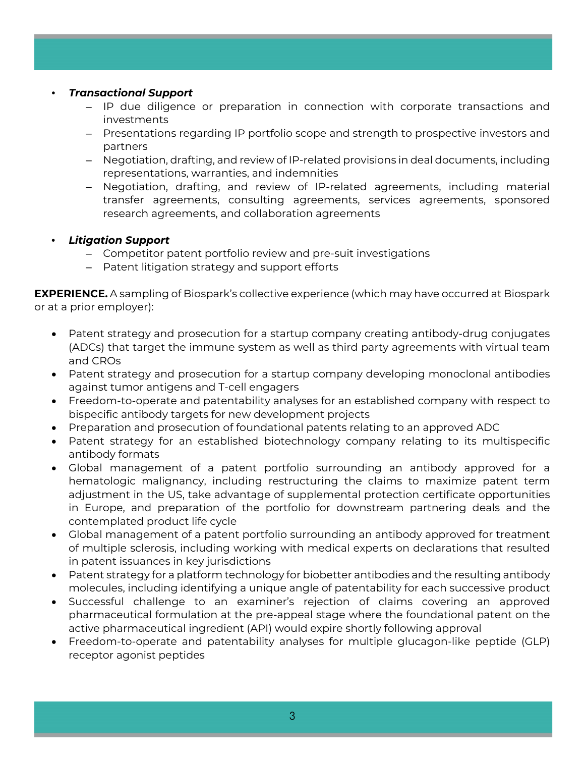- ***Transactional Support***
  - IP due diligence or preparation in connection with corporate transactions and investments
  - Presentations regarding IP portfolio scope and strength to prospective investors and partners
  - Negotiation, drafting, and review of IP-related provisions in deal documents, including representations, warranties, and indemnities
  - Negotiation, drafting, and review of IP-related agreements, including material transfer agreements, consulting agreements, services agreements, sponsored research agreements, and collaboration agreements

- ***Litigation Support***
  - Competitor patent portfolio review and pre-suit investigations
  - Patent litigation strategy and support efforts

**EXPERIENCE.** A sampling of Biospark's collective experience (which may have occurred at Biospark or at a prior employer):

- Patent strategy and prosecution for a startup company creating antibody-drug conjugates (ADCs) that target the immune system as well as third party agreements with virtual team and CROs
- Patent strategy and prosecution for a startup company developing monoclonal antibodies against tumor antigens and T-cell engagers
- Freedom-to-operate and patentability analyses for an established company with respect to bispecific antibody targets for new development projects
- Preparation and prosecution of foundational patents relating to an approved ADC
- Patent strategy for an established biotechnology company relating to its multispecific antibody formats
- Global management of a patent portfolio surrounding an antibody approved for a hematologic malignancy, including restructuring the claims to maximize patent term adjustment in the US, take advantage of supplemental protection certificate opportunities in Europe, and preparation of the portfolio for downstream partnering deals and the contemplated product life cycle
- Global management of a patent portfolio surrounding an antibody approved for treatment of multiple sclerosis, including working with medical experts on declarations that resulted in patent issuances in key jurisdictions
- Patent strategy for a platform technology for biobetter antibodies and the resulting antibody molecules, including identifying a unique angle of patentability for each successive product
- Successful challenge to an examiner's rejection of claims covering an approved pharmaceutical formulation at the pre-appeal stage where the foundational patent on the active pharmaceutical ingredient (API) would expire shortly following approval
- Freedom-to-operate and patentability analyses for multiple glucagon-like peptide (GLP) receptor agonist peptides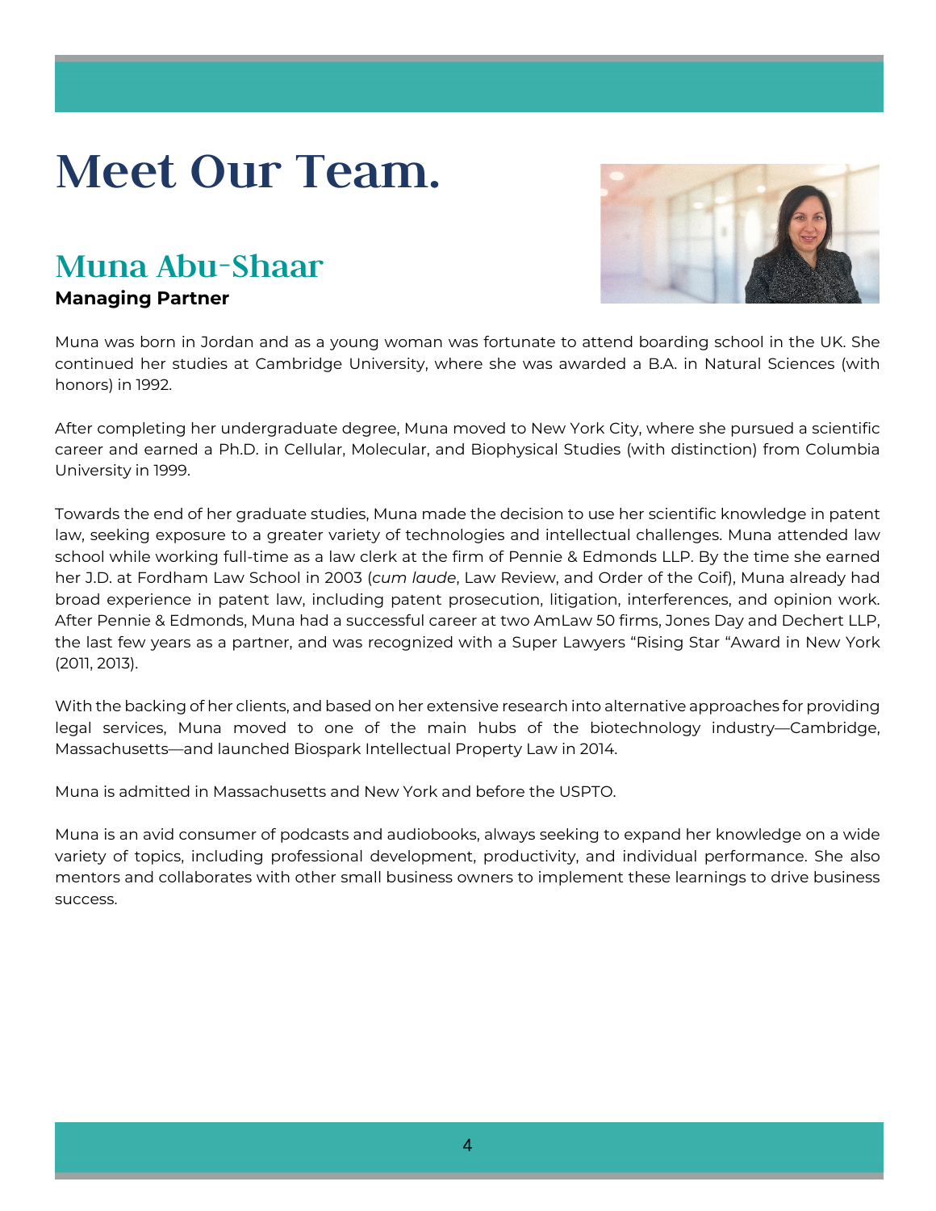# Meet Our Team.

## Muna Abu-Shaar

**Managing Partner**

Muna was born in Jordan and as a young woman was fortunate to attend boarding school in the UK. She continued her studies at Cambridge University, where she was awarded a B.A. in Natural Sciences (with honors) in 1992.

After completing her undergraduate degree, Muna moved to New York City, where she pursued a scientific career and earned a Ph.D. in Cellular, Molecular, and Biophysical Studies (with distinction) from Columbia University in 1999.

Towards the end of her graduate studies, Muna made the decision to use her scientific knowledge in patent law, seeking exposure to a greater variety of technologies and intellectual challenges. Muna attended law school while working full-time as a law clerk at the firm of Pennie & Edmonds LLP. By the time she earned her J.D. at Fordham Law School in 2003 (*cum laude*, Law Review, and Order of the Coif), Muna already had broad experience in patent law, including patent prosecution, litigation, interferences, and opinion work. After Pennie & Edmonds, Muna had a successful career at two AmLaw 50 firms, Jones Day and Dechert LLP, the last few years as a partner, and was recognized with a Super Lawyers "Rising Star "Award in New York (2011, 2013).

With the backing of her clients, and based on her extensive research into alternative approaches for providing legal services, Muna moved to one of the main hubs of the biotechnology industry—Cambridge, Massachusetts—and launched Biospark Intellectual Property Law in 2014.

Muna is admitted in Massachusetts and New York and before the USPTO.

Muna is an avid consumer of podcasts and audiobooks, always seeking to expand her knowledge on a wide variety of topics, including professional development, productivity, and individual performance. She also mentors and collaborates with other small business owners to implement these learnings to drive business success.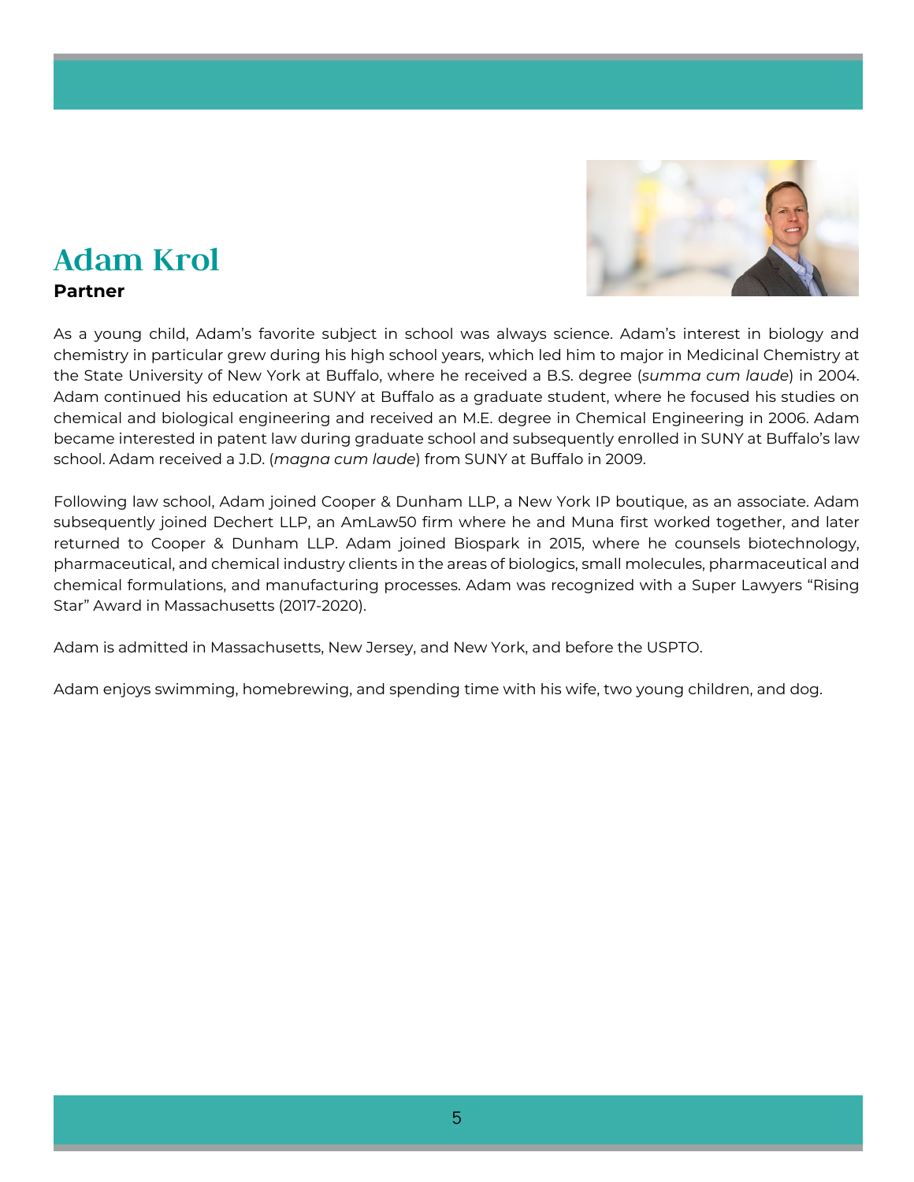# Adam Krol

**Partner**

As a young child, Adam's favorite subject in school was always science. Adam's interest in biology and chemistry in particular grew during his high school years, which led him to major in Medicinal Chemistry at the State University of New York at Buffalo, where he received a B.S. degree (*summa cum laude*) in 2004. Adam continued his education at SUNY at Buffalo as a graduate student, where he focused his studies on chemical and biological engineering and received an M.E. degree in Chemical Engineering in 2006. Adam became interested in patent law during graduate school and subsequently enrolled in SUNY at Buffalo's law school. Adam received a J.D. (*magna cum laude*) from SUNY at Buffalo in 2009.

Following law school, Adam joined Cooper & Dunham LLP, a New York IP boutique, as an associate. Adam subsequently joined Dechert LLP, an AmLaw50 firm where he and Muna first worked together, and later returned to Cooper & Dunham LLP. Adam joined Biospark in 2015, where he counsels biotechnology, pharmaceutical, and chemical industry clients in the areas of biologics, small molecules, pharmaceutical and chemical formulations, and manufacturing processes. Adam was recognized with a Super Lawyers "Rising Star" Award in Massachusetts (2017-2020).

Adam is admitted in Massachusetts, New Jersey, and New York, and before the USPTO.

Adam enjoys swimming, homebrewing, and spending time with his wife, two young children, and dog.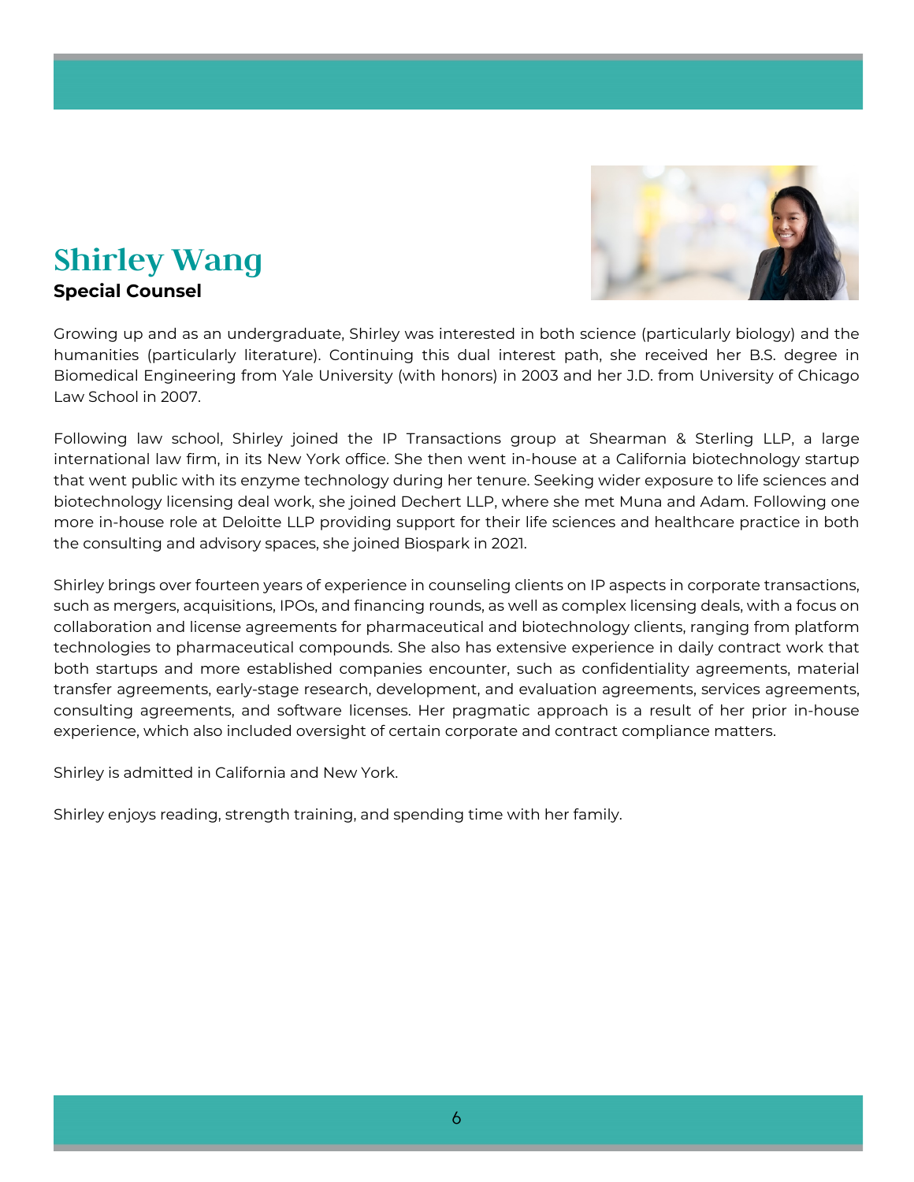# Shirley Wang

**Special Counsel**

Growing up and as an undergraduate, Shirley was interested in both science (particularly biology) and the humanities (particularly literature). Continuing this dual interest path, she received her B.S. degree in Biomedical Engineering from Yale University (with honors) in 2003 and her J.D. from University of Chicago Law School in 2007.

Following law school, Shirley joined the IP Transactions group at Shearman & Sterling LLP, a large international law firm, in its New York office. She then went in-house at a California biotechnology startup that went public with its enzyme technology during her tenure. Seeking wider exposure to life sciences and biotechnology licensing deal work, she joined Dechert LLP, where she met Muna and Adam. Following one more in-house role at Deloitte LLP providing support for their life sciences and healthcare practice in both the consulting and advisory spaces, she joined Biospark in 2021.

Shirley brings over fourteen years of experience in counseling clients on IP aspects in corporate transactions, such as mergers, acquisitions, IPOs, and financing rounds, as well as complex licensing deals, with a focus on collaboration and license agreements for pharmaceutical and biotechnology clients, ranging from platform technologies to pharmaceutical compounds. She also has extensive experience in daily contract work that both startups and more established companies encounter, such as confidentiality agreements, material transfer agreements, early-stage research, development, and evaluation agreements, services agreements, consulting agreements, and software licenses. Her pragmatic approach is a result of her prior in-house experience, which also included oversight of certain corporate and contract compliance matters.

Shirley is admitted in California and New York.

Shirley enjoys reading, strength training, and spending time with her family.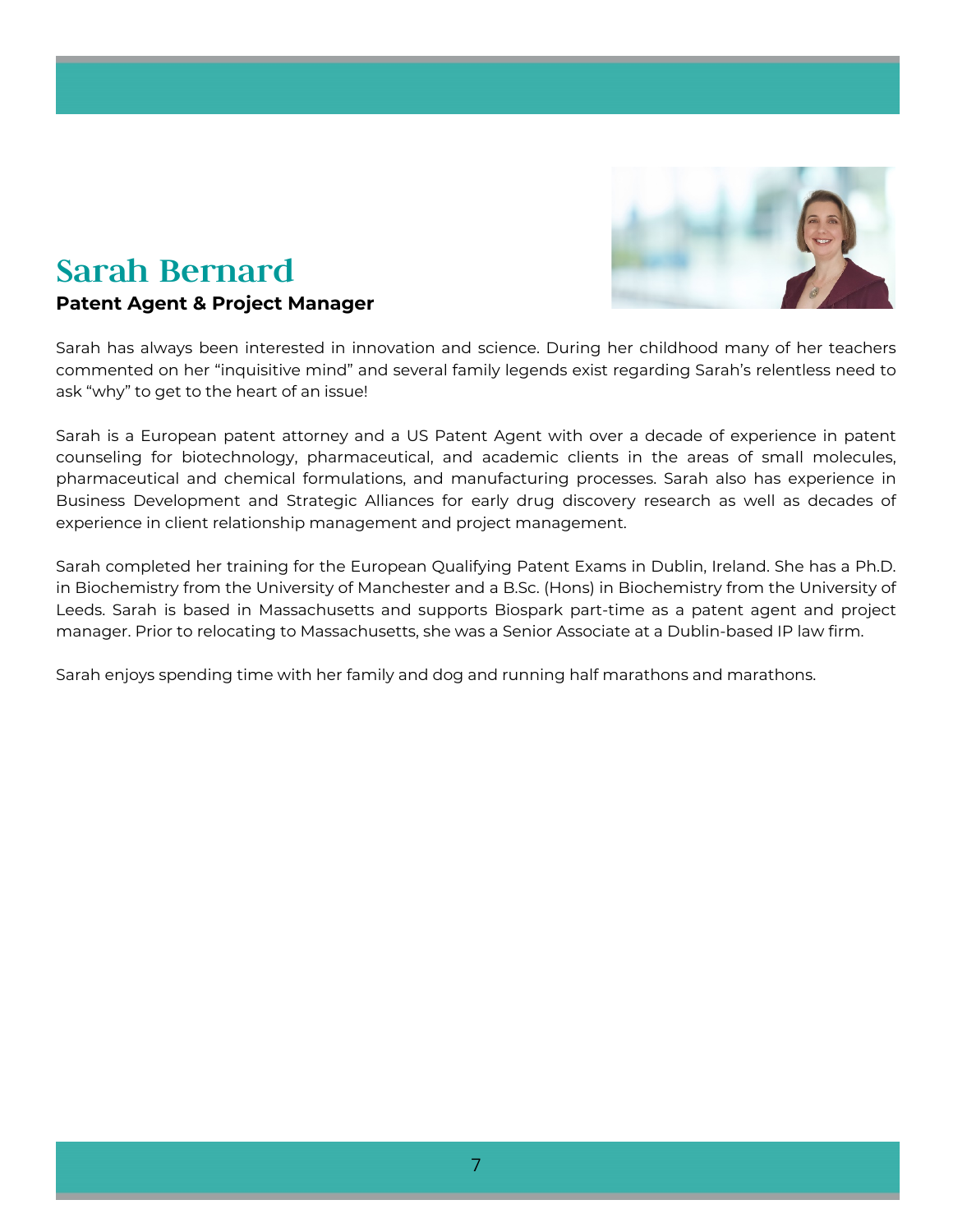## Sarah Bernard

**Patent Agent & Project Manager**

Sarah has always been interested in innovation and science. During her childhood many of her teachers commented on her “inquisitive mind” and several family legends exist regarding Sarah’s relentless need to ask “why” to get to the heart of an issue!

Sarah is a European patent attorney and a US Patent Agent with over a decade of experience in patent counseling for biotechnology, pharmaceutical, and academic clients in the areas of small molecules, pharmaceutical and chemical formulations, and manufacturing processes. Sarah also has experience in Business Development and Strategic Alliances for early drug discovery research as well as decades of experience in client relationship management and project management.

Sarah completed her training for the European Qualifying Patent Exams in Dublin, Ireland. She has a Ph.D. in Biochemistry from the University of Manchester and a B.Sc. (Hons) in Biochemistry from the University of Leeds. Sarah is based in Massachusetts and supports Biospark part-time as a patent agent and project manager. Prior to relocating to Massachusetts, she was a Senior Associate at a Dublin-based IP law firm.

Sarah enjoys spending time with her family and dog and running half marathons and marathons.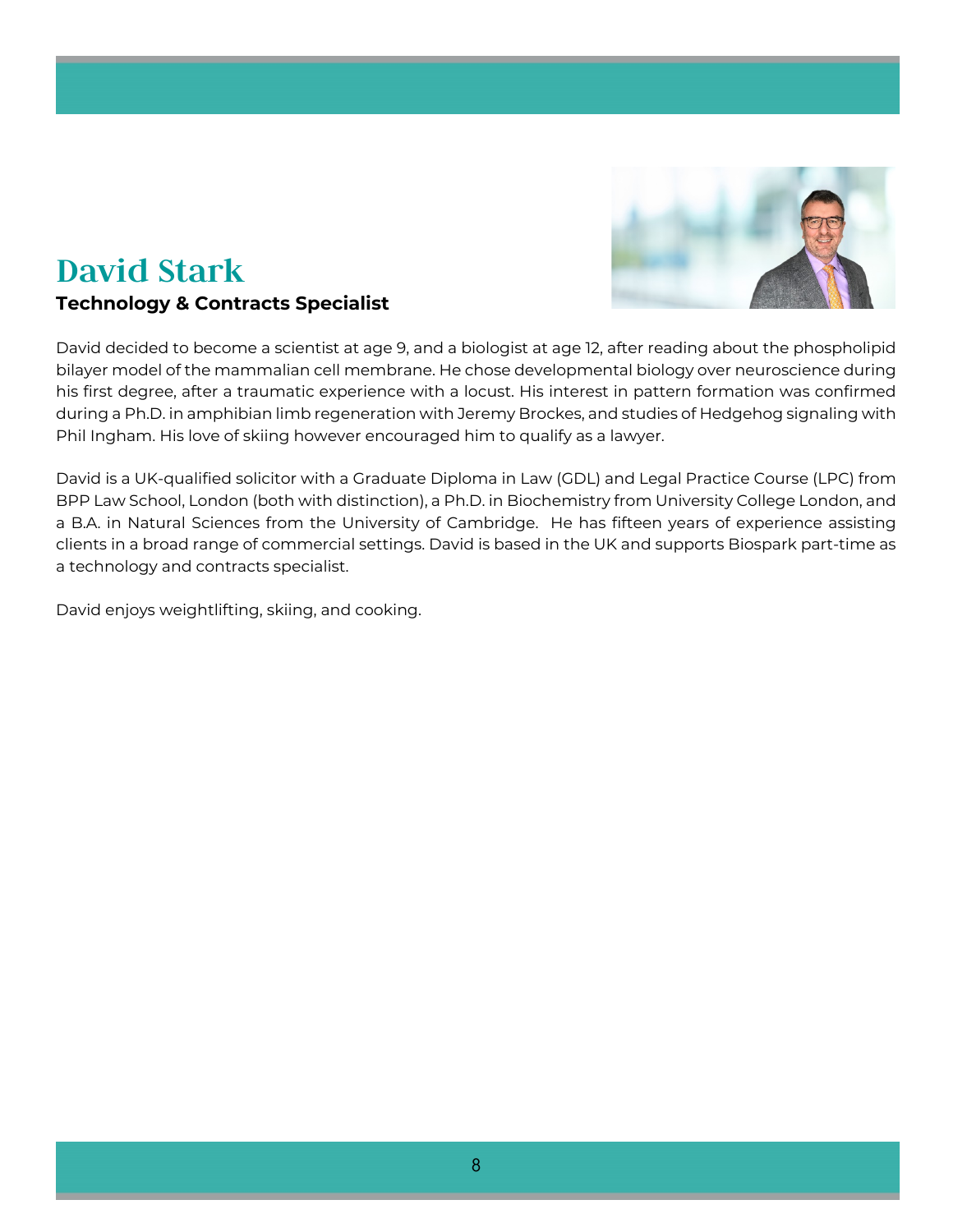# David Stark

**Technology & Contracts Specialist**

David decided to become a scientist at age 9, and a biologist at age 12, after reading about the phospholipid bilayer model of the mammalian cell membrane. He chose developmental biology over neuroscience during his first degree, after a traumatic experience with a locust. His interest in pattern formation was confirmed during a Ph.D. in amphibian limb regeneration with Jeremy Brockes, and studies of Hedgehog signaling with Phil Ingham. His love of skiing however encouraged him to qualify as a lawyer.

David is a UK-qualified solicitor with a Graduate Diploma in Law (GDL) and Legal Practice Course (LPC) from BPP Law School, London (both with distinction), a Ph.D. in Biochemistry from University College London, and a B.A. in Natural Sciences from the University of Cambridge. He has fifteen years of experience assisting clients in a broad range of commercial settings. David is based in the UK and supports Biospark part-time as a technology and contracts specialist.

David enjoys weightlifting, skiing, and cooking.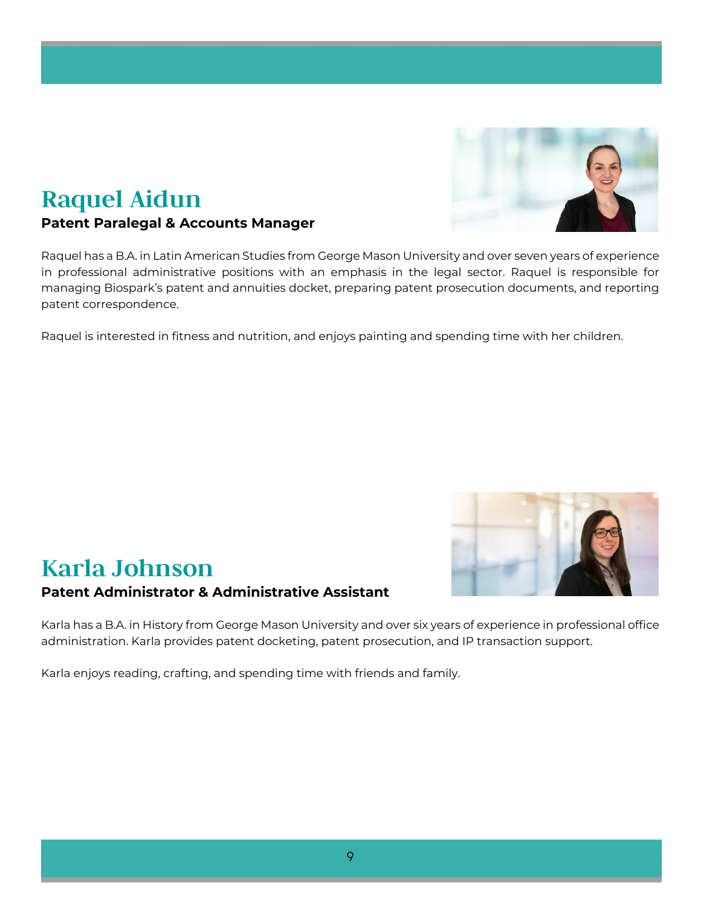## Raquel Aidun

**Patent Paralegal & Accounts Manager**

Raquel has a B.A. in Latin American Studies from George Mason University and over seven years of experience in professional administrative positions with an emphasis in the legal sector. Raquel is responsible for managing Biospark's patent and annuities docket, preparing patent prosecution documents, and reporting patent correspondence.

Raquel is interested in fitness and nutrition, and enjoys painting and spending time with her children.

## Karla Johnson

**Patent Administrator & Administrative Assistant**

Karla has a B.A. in History from George Mason University and over six years of experience in professional office administration. Karla provides patent docketing, patent prosecution, and IP transaction support.

Karla enjoys reading, crafting, and spending time with friends and family.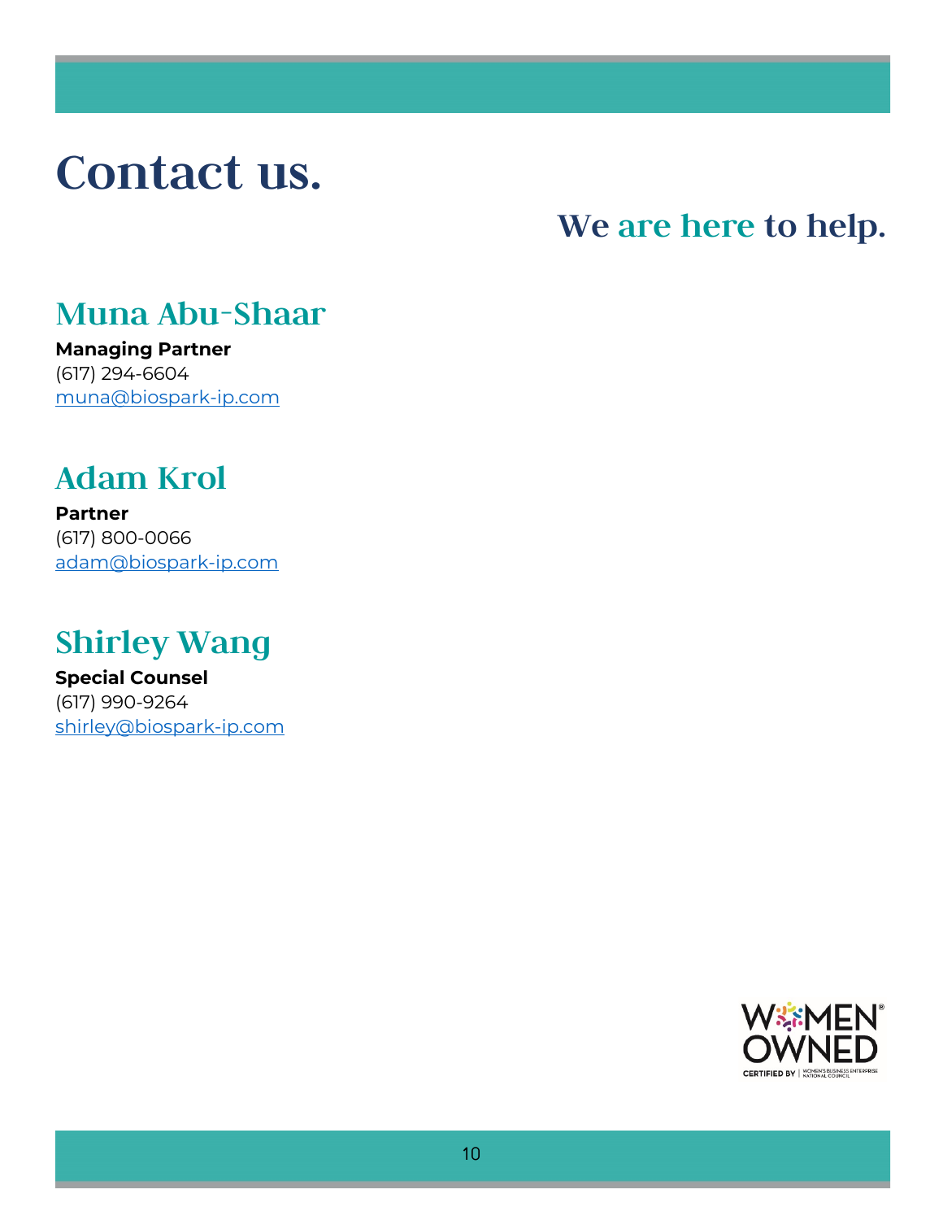# Contact us.

## We are here to help.

## Muna Abu-Shaar

**Managing Partner**
(617) 294-6604
muna@biospark-ip.com

## Adam Krol

**Partner**
(617) 800-0066
adam@biospark-ip.com

## Shirley Wang

**Special Counsel**
(617) 990-9264
shirley@biospark-ip.com

WOMEN® OWNED
CERTIFIED BY | WOMEN'S BUSINESS ENTERPRISE NATIONAL COUNCIL